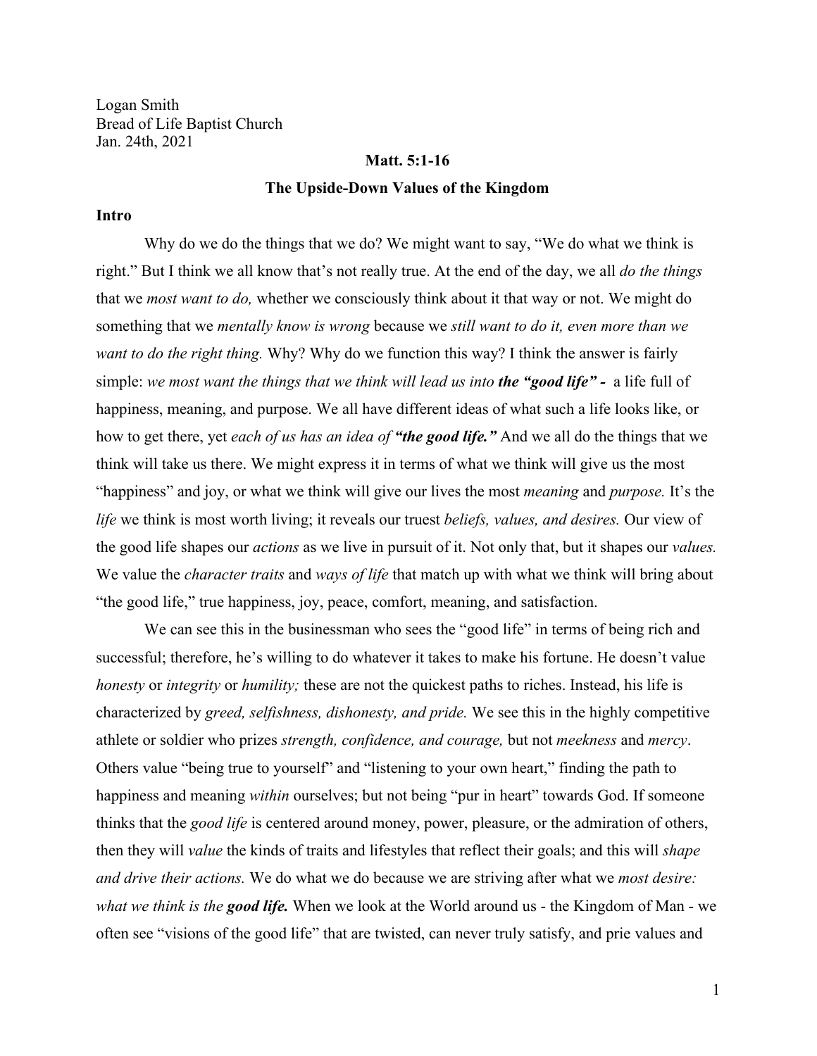Logan Smith
Bread of Life Baptist Church
Jan. 24th, 2021

**Matt. 5:1-16**

**The Upside-Down Values of the Kingdom**

## Intro

Why do we do the things that we do? We might want to say, "We do what we think is right." But I think we all know that's not really true. At the end of the day, we all *do the things* that we *most want to do,* whether we consciously think about it that way or not. We might do something that we *mentally know is wrong* because we *still want to do it, even more than we want to do the right thing.* Why? Why do we function this way? I think the answer is fairly simple: *we most want the things that we think will lead us into* ***the "good life" -*** a life full of happiness, meaning, and purpose. We all have different ideas of what such a life looks like, or how to get there, yet *each of us has an idea of* ***"the good life."*** And we all do the things that we think will take us there. We might express it in terms of what we think will give us the most "happiness" and joy, or what we think will give our lives the most *meaning* and *purpose.* It's the *life* we think is most worth living; it reveals our truest *beliefs, values, and desires.* Our view of the good life shapes our *actions* as we live in pursuit of it. Not only that, but it shapes our *values.* We value the *character traits* and *ways of life* that match up with what we think will bring about "the good life," true happiness, joy, peace, comfort, meaning, and satisfaction.

We can see this in the businessman who sees the "good life" in terms of being rich and successful; therefore, he's willing to do whatever it takes to make his fortune. He doesn't value *honesty* or *integrity* or *humility;* these are not the quickest paths to riches. Instead, his life is characterized by *greed, selfishness, dishonesty, and pride.* We see this in the highly competitive athlete or soldier who prizes *strength, confidence, and courage,* but not *meekness* and *mercy*. Others value "being true to yourself" and "listening to your own heart," finding the path to happiness and meaning *within* ourselves; but not being "pur in heart" towards God. If someone thinks that the *good life* is centered around money, power, pleasure, or the admiration of others, then they will *value* the kinds of traits and lifestyles that reflect their goals; and this will *shape and drive their actions.* We do what we do because we are striving after what we *most desire: what we think is the* ***good life.*** When we look at the World around us - the Kingdom of Man - we often see "visions of the good life" that are twisted, can never truly satisfy, and prie values and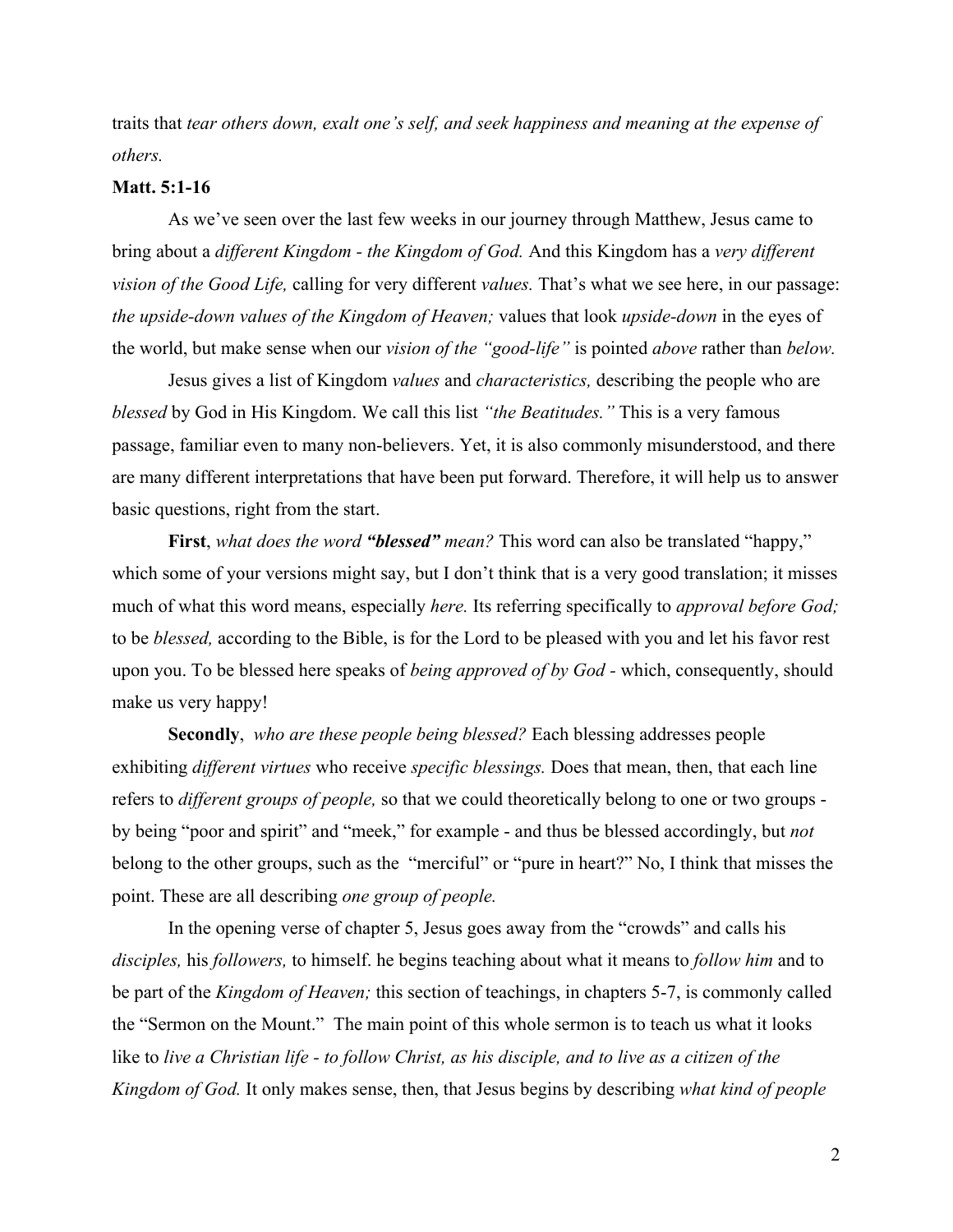traits that *tear others down, exalt one's self, and seek happiness and meaning at the expense of others.*

**Matt. 5:1-16**

As we've seen over the last few weeks in our journey through Matthew, Jesus came to bring about a *different Kingdom - the Kingdom of God.* And this Kingdom has a *very different vision of the Good Life,* calling for very different *values.* That's what we see here, in our passage: *the upside-down values of the Kingdom of Heaven;* values that look *upside-down* in the eyes of the world, but make sense when our *vision of the "good-life"* is pointed *above* rather than *below.*

Jesus gives a list of Kingdom *values* and *characteristics,* describing the people who are *blessed* by God in His Kingdom. We call this list *"the Beatitudes."* This is a very famous passage, familiar even to many non-believers. Yet, it is also commonly misunderstood, and there are many different interpretations that have been put forward. Therefore, it will help us to answer basic questions, right from the start.

**First**, *what does the word **"blessed"** mean?* This word can also be translated "happy," which some of your versions might say, but I don't think that is a very good translation; it misses much of what this word means, especially *here.* Its referring specifically to *approval before God;* to be *blessed,* according to the Bible, is for the Lord to be pleased with you and let his favor rest upon you. To be blessed here speaks of *being approved of by God* - which, consequently, should make us very happy!

**Secondly**, *who are these people being blessed?* Each blessing addresses people exhibiting *different virtues* who receive *specific blessings.* Does that mean, then, that each line refers to *different groups of people,* so that we could theoretically belong to one or two groups - by being "poor and spirit" and "meek," for example - and thus be blessed accordingly, but *not* belong to the other groups, such as the "merciful" or "pure in heart?" No, I think that misses the point. These are all describing *one group of people.*

In the opening verse of chapter 5, Jesus goes away from the "crowds" and calls his *disciples,* his *followers,* to himself. he begins teaching about what it means to *follow him* and to be part of the *Kingdom of Heaven;* this section of teachings, in chapters 5-7, is commonly called the "Sermon on the Mount." The main point of this whole sermon is to teach us what it looks like to *live a Christian life - to follow Christ, as his disciple, and to live as a citizen of the Kingdom of God.* It only makes sense, then, that Jesus begins by describing *what kind of people*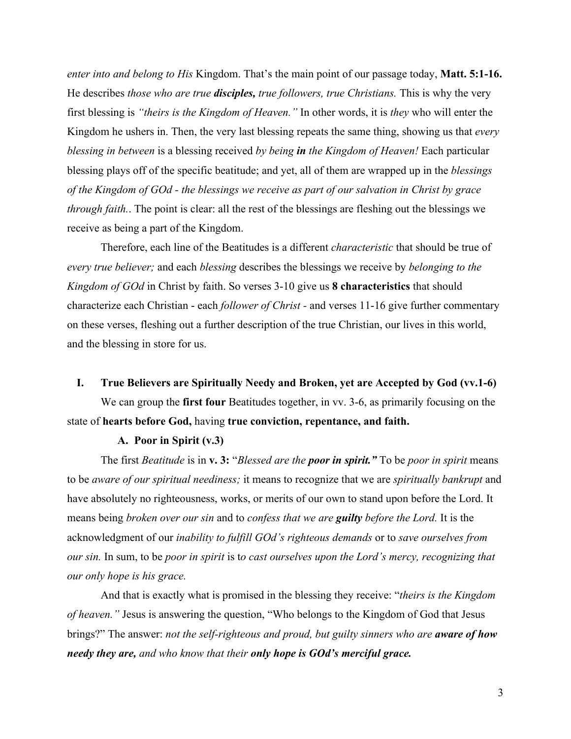*enter into and belong to His* Kingdom. That's the main point of our passage today, **Matt. 5:1-16.** He describes *those who are true* ***disciples,*** *true followers, true Christians.* This is why the very first blessing is *"theirs is the Kingdom of Heaven."* In other words, it is *they* who will enter the Kingdom he ushers in. Then, the very last blessing repeats the same thing, showing us that *every blessing in between* is a blessing received *by being* ***in*** *the Kingdom of Heaven!* Each particular blessing plays off of the specific beatitude; and yet, all of them are wrapped up in the *blessings of the Kingdom of GOd - the blessings we receive as part of our salvation in Christ by grace through faith.*. The point is clear: all the rest of the blessings are fleshing out the blessings we receive as being a part of the Kingdom.

Therefore, each line of the Beatitudes is a different *characteristic* that should be true of *every true believer;* and each *blessing* describes the blessings we receive by *belonging to the Kingdom of GOd* in Christ by faith. So verses 3-10 give us **8 characteristics** that should characterize each Christian - each *follower of Christ* - and verses 11-16 give further commentary on these verses, fleshing out a further description of the true Christian, our lives in this world, and the blessing in store for us.

## I. True Believers are Spiritually Needy and Broken, yet are Accepted by God (vv.1-6)

We can group the **first four** Beatitudes together, in vv. 3-6, as primarily focusing on the state of **hearts before God,** having **true conviction, repentance, and faith.**

### A. Poor in Spirit (v.3)

The first *Beatitude* is in **v. 3:** "*Blessed are the* ***poor in spirit."*** To be *poor in spirit* means to be *aware of our spiritual neediness;* it means to recognize that we are *spiritually bankrupt* and have absolutely no righteousness, works, or merits of our own to stand upon before the Lord. It means being *broken over our sin* and to *confess that we are* ***guilty*** *before the Lord.* It is the acknowledgment of our *inability to fulfill GOd's righteous demands* or to *save ourselves from our sin.* In sum, to be *poor in spirit* is t*o cast ourselves upon the Lord's mercy, recognizing that our only hope is his grace.*

And that is exactly what is promised in the blessing they receive: "*theirs is the Kingdom of heaven."* Jesus is answering the question, "Who belongs to the Kingdom of God that Jesus brings?" The answer: *not the self-righteous and proud, but guilty sinners who are* ***aware of how needy they are,*** *and who know that their* ***only hope is GOd's merciful grace.***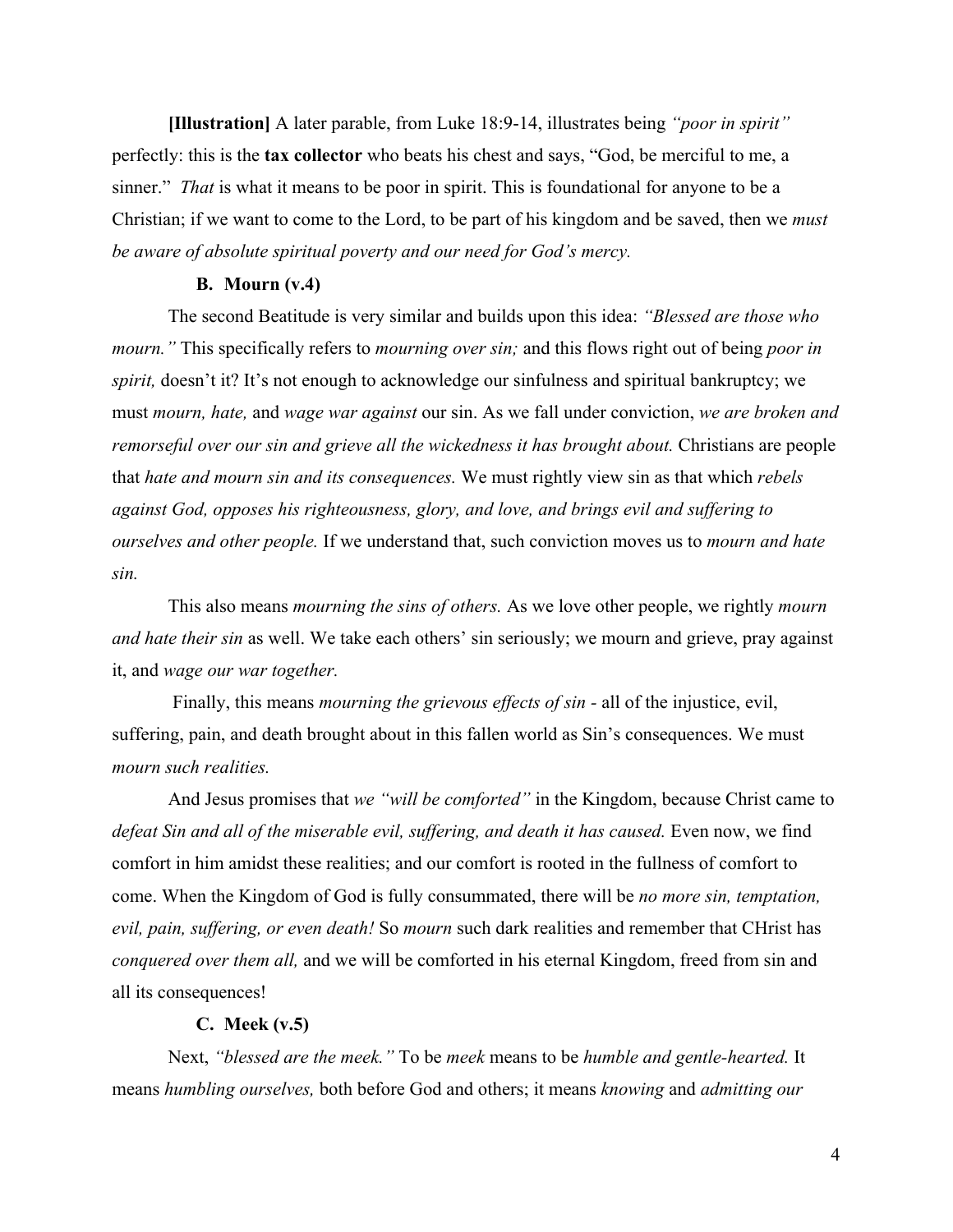**[Illustration]** A later parable, from Luke 18:9-14, illustrates being *"poor in spirit"* perfectly: this is the **tax collector** who beats his chest and says, "God, be merciful to me, a sinner." *That* is what it means to be poor in spirit. This is foundational for anyone to be a Christian; if we want to come to the Lord, to be part of his kingdom and be saved, then we *must be aware of absolute spiritual poverty and our need for God's mercy.*

### B. Mourn (v.4)

The second Beatitude is very similar and builds upon this idea: *"Blessed are those who mourn."* This specifically refers to *mourning over sin;* and this flows right out of being *poor in spirit,* doesn't it? It's not enough to acknowledge our sinfulness and spiritual bankruptcy; we must *mourn, hate,* and *wage war against* our sin. As we fall under conviction, *we are broken and remorseful over our sin and grieve all the wickedness it has brought about.* Christians are people that *hate and mourn sin and its consequences.* We must rightly view sin as that which *rebels against God, opposes his righteousness, glory, and love, and brings evil and suffering to ourselves and other people.* If we understand that, such conviction moves us to *mourn and hate sin.*

This also means *mourning the sins of others.* As we love other people, we rightly *mourn and hate their sin* as well. We take each others' sin seriously; we mourn and grieve, pray against it, and *wage our war together.*

Finally, this means *mourning the grievous effects of sin* - all of the injustice, evil, suffering, pain, and death brought about in this fallen world as Sin's consequences. We must *mourn such realities.*

And Jesus promises that *we "will be comforted"* in the Kingdom, because Christ came to *defeat Sin and all of the miserable evil, suffering, and death it has caused.* Even now, we find comfort in him amidst these realities; and our comfort is rooted in the fullness of comfort to come. When the Kingdom of God is fully consummated, there will be *no more sin, temptation, evil, pain, suffering, or even death!* So *mourn* such dark realities and remember that CHrist has *conquered over them all,* and we will be comforted in his eternal Kingdom, freed from sin and all its consequences!

### C. Meek (v.5)

Next, *"blessed are the meek."* To be *meek* means to be *humble and gentle-hearted.* It means *humbling ourselves,* both before God and others; it means *knowing* and *admitting our*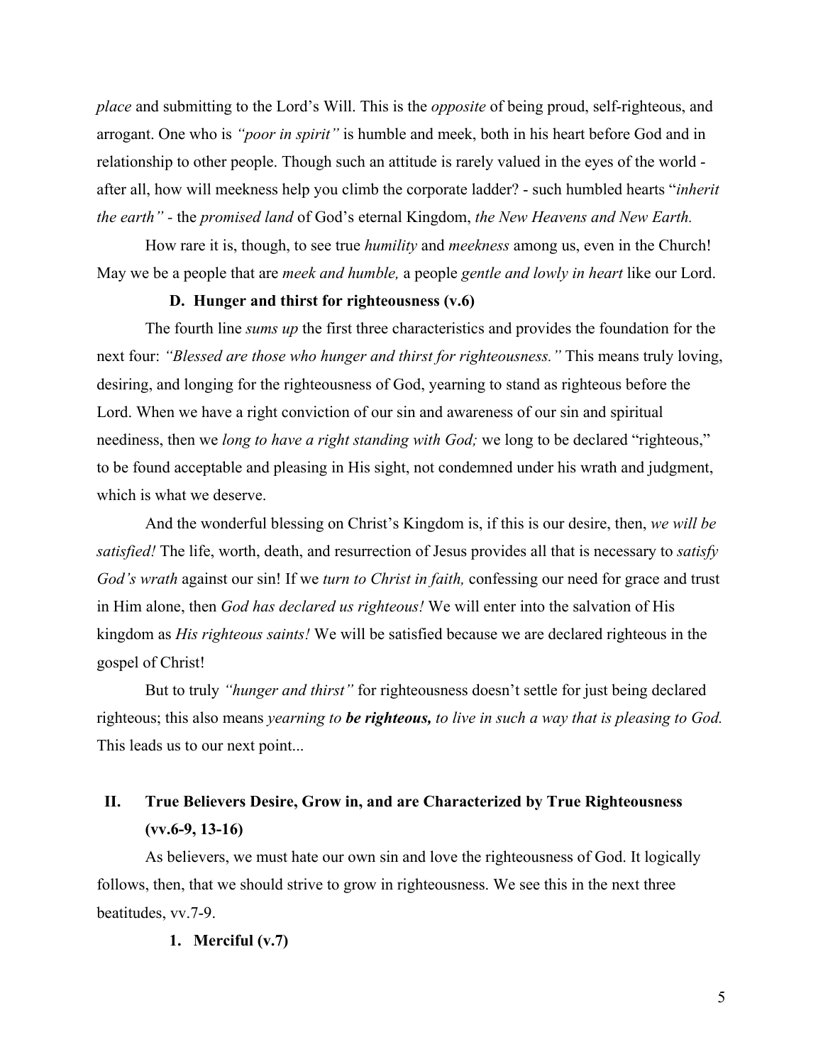*place* and submitting to the Lord's Will. This is the *opposite* of being proud, self-righteous, and arrogant. One who is *"poor in spirit"* is humble and meek, both in his heart before God and in relationship to other people. Though such an attitude is rarely valued in the eyes of the world - after all, how will meekness help you climb the corporate ladder? - such humbled hearts "*inherit the earth"* - the *promised land* of God's eternal Kingdom, *the New Heavens and New Earth.*

How rare it is, though, to see true *humility* and *meekness* among us, even in the Church! May we be a people that are *meek and humble,* a people *gentle and lowly in heart* like our Lord.

### D. Hunger and thirst for righteousness (v.6)

The fourth line *sums up* the first three characteristics and provides the foundation for the next four: *"Blessed are those who hunger and thirst for righteousness."* This means truly loving, desiring, and longing for the righteousness of God, yearning to stand as righteous before the Lord. When we have a right conviction of our sin and awareness of our sin and spiritual neediness, then we *long to have a right standing with God;* we long to be declared "righteous," to be found acceptable and pleasing in His sight, not condemned under his wrath and judgment, which is what we deserve.

And the wonderful blessing on Christ's Kingdom is, if this is our desire, then, *we will be satisfied!* The life, worth, death, and resurrection of Jesus provides all that is necessary to *satisfy God's wrath* against our sin! If we *turn to Christ in faith,* confessing our need for grace and trust in Him alone, then *God has declared us righteous!* We will enter into the salvation of His kingdom as *His righteous saints!* We will be satisfied because we are declared righteous in the gospel of Christ!

But to truly *"hunger and thirst"* for righteousness doesn't settle for just being declared righteous; this also means *yearning to **be righteous,** to live in such a way that is pleasing to God.* This leads us to our next point...

## II. True Believers Desire, Grow in, and are Characterized by True Righteousness (vv.6-9, 13-16)

As believers, we must hate our own sin and love the righteousness of God. It logically follows, then, that we should strive to grow in righteousness. We see this in the next three beatitudes, vv.7-9.

### 1. Merciful (v.7)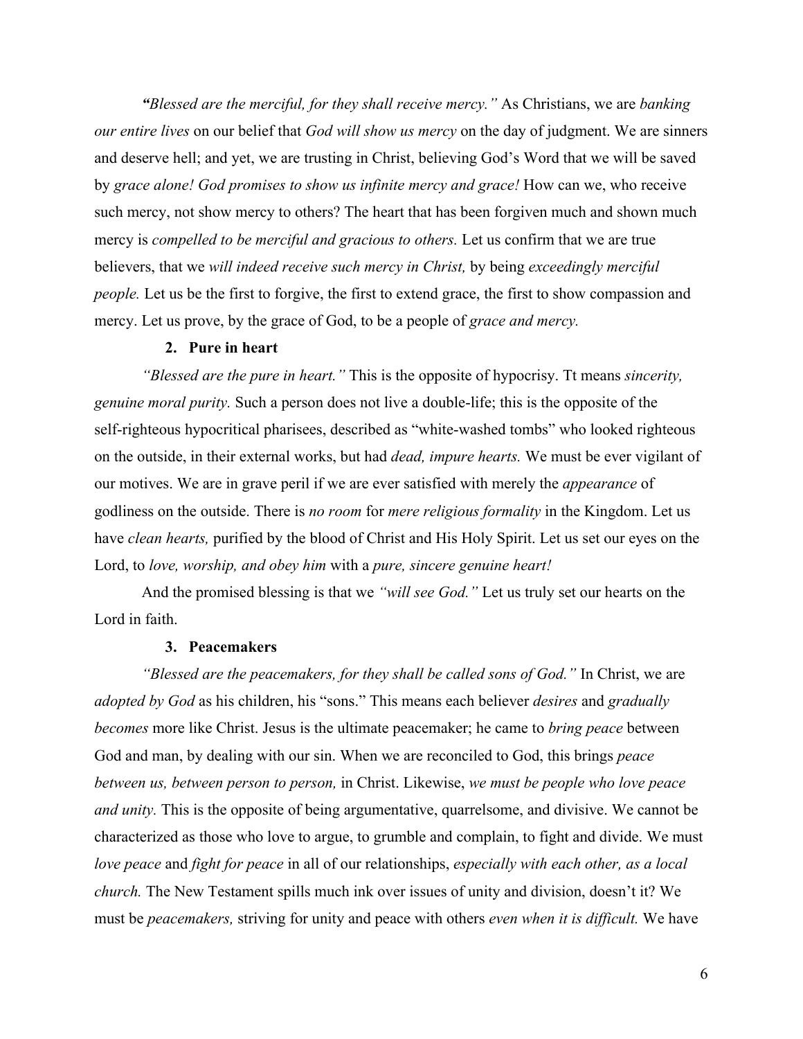*"Blessed are the merciful, for they shall receive mercy."* As Christians, we are *banking our entire lives* on our belief that *God will show us mercy* on the day of judgment. We are sinners and deserve hell; and yet, we are trusting in Christ, believing God's Word that we will be saved by *grace alone! God promises to show us infinite mercy and grace!* How can we, who receive such mercy, not show mercy to others? The heart that has been forgiven much and shown much mercy is *compelled to be merciful and gracious to others.* Let us confirm that we are true believers, that we *will indeed receive such mercy in Christ,* by being *exceedingly merciful people.* Let us be the first to forgive, the first to extend grace, the first to show compassion and mercy. Let us prove, by the grace of God, to be a people of *grace and mercy.*

**2. Pure in heart**

*"Blessed are the pure in heart."* This is the opposite of hypocrisy. Tt means *sincerity, genuine moral purity.* Such a person does not live a double-life; this is the opposite of the self-righteous hypocritical pharisees, described as "white-washed tombs" who looked righteous on the outside, in their external works, but had *dead, impure hearts.* We must be ever vigilant of our motives. We are in grave peril if we are ever satisfied with merely the *appearance* of godliness on the outside. There is *no room* for *mere religious formality* in the Kingdom. Let us have *clean hearts,* purified by the blood of Christ and His Holy Spirit. Let us set our eyes on the Lord, to *love, worship, and obey him* with a *pure, sincere genuine heart!*

And the promised blessing is that we *"will see God."* Let us truly set our hearts on the Lord in faith.

**3. Peacemakers**

*"Blessed are the peacemakers, for they shall be called sons of God."* In Christ, we are *adopted by God* as his children, his "sons." This means each believer *desires* and *gradually becomes* more like Christ. Jesus is the ultimate peacemaker; he came to *bring peace* between God and man, by dealing with our sin. When we are reconciled to God, this brings *peace between us, between person to person,* in Christ. Likewise, *we must be people who love peace and unity.* This is the opposite of being argumentative, quarrelsome, and divisive. We cannot be characterized as those who love to argue, to grumble and complain, to fight and divide. We must *love peace* and *fight for peace* in all of our relationships, *especially with each other, as a local church.* The New Testament spills much ink over issues of unity and division, doesn't it? We must be *peacemakers,* striving for unity and peace with others *even when it is difficult.* We have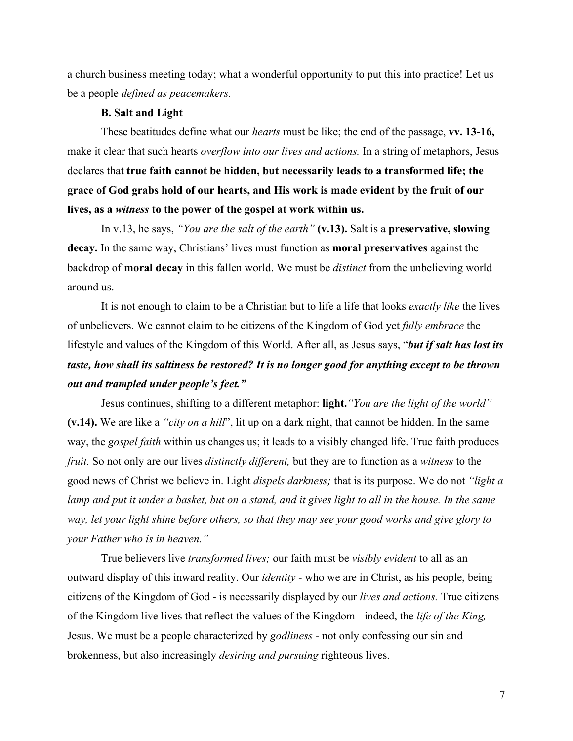a church business meeting today; what a wonderful opportunity to put this into practice! Let us be a people *defined as peacemakers.*

### B. Salt and Light

These beatitudes define what our *hearts* must be like; the end of the passage, **vv. 13-16,** make it clear that such hearts *overflow into our lives and actions.* In a string of metaphors, Jesus declares that **true faith cannot be hidden, but necessarily leads to a transformed life; the grace of God grabs hold of our hearts, and His work is made evident by the fruit of our lives, as a *witness* to the power of the gospel at work within us.**

In v.13, he says, *"You are the salt of the earth"* **(v.13).** Salt is a **preservative, slowing decay.** In the same way, Christians' lives must function as **moral preservatives** against the backdrop of **moral decay** in this fallen world. We must be *distinct* from the unbelieving world around us.

It is not enough to claim to be a Christian but to life a life that looks *exactly like* the lives of unbelievers. We cannot claim to be citizens of the Kingdom of God yet *fully embrace* the lifestyle and values of the Kingdom of this World. After all, as Jesus says, "***but if salt has lost its taste, how shall its saltiness be restored? It is no longer good for anything except to be thrown out and trampled under people's feet.***"

Jesus continues, shifting to a different metaphor: **light.***"You are the light of the world"* **(v.14).** We are like a *"city on a hill*", lit up on a dark night, that cannot be hidden. In the same way, the *gospel faith* within us changes us; it leads to a visibly changed life. True faith produces *fruit.* So not only are our lives *distinctly different,* but they are to function as a *witness* to the good news of Christ we believe in. Light *dispels darkness;* that is its purpose. We do not *"light a lamp and put it under a basket, but on a stand, and it gives light to all in the house. In the same way, let your light shine before others, so that they may see your good works and give glory to your Father who is in heaven."*

True believers live *transformed lives;* our faith must be *visibly evident* to all as an outward display of this inward reality. Our *identity* - who we are in Christ, as his people, being citizens of the Kingdom of God - is necessarily displayed by our *lives and actions.* True citizens of the Kingdom live lives that reflect the values of the Kingdom - indeed, the *life of the King,* Jesus. We must be a people characterized by *godliness* - not only confessing our sin and brokenness, but also increasingly *desiring and pursuing* righteous lives.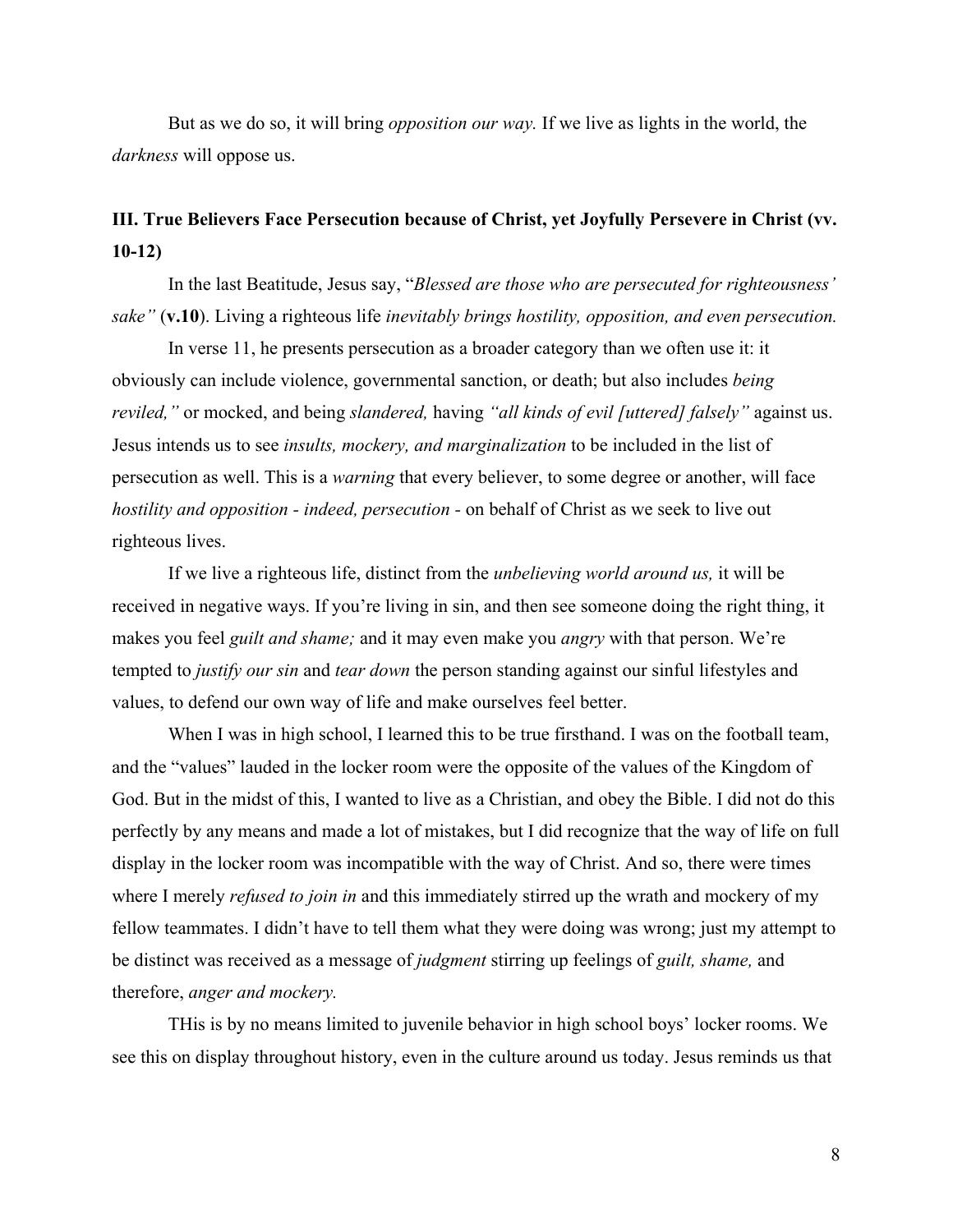But as we do so, it will bring *opposition our way.* If we live as lights in the world, the *darkness* will oppose us.

## III. True Believers Face Persecution because of Christ, yet Joyfully Persevere in Christ (vv. 10-12)

In the last Beatitude, Jesus say, "*Blessed are those who are persecuted for righteousness' sake"* (**v.10**). Living a righteous life *inevitably brings hostility, opposition, and even persecution.*

In verse 11, he presents persecution as a broader category than we often use it: it obviously can include violence, governmental sanction, or death; but also includes *being reviled,"* or mocked, and being *slandered,* having *"all kinds of evil [uttered] falsely"* against us. Jesus intends us to see *insults, mockery, and marginalization* to be included in the list of persecution as well. This is a *warning* that every believer, to some degree or another, will face *hostility and opposition - indeed, persecution -* on behalf of Christ as we seek to live out righteous lives.

If we live a righteous life, distinct from the *unbelieving world around us,* it will be received in negative ways. If you're living in sin, and then see someone doing the right thing, it makes you feel *guilt and shame;* and it may even make you *angry* with that person. We're tempted to *justify our sin* and *tear down* the person standing against our sinful lifestyles and values, to defend our own way of life and make ourselves feel better.

When I was in high school, I learned this to be true firsthand. I was on the football team, and the "values" lauded in the locker room were the opposite of the values of the Kingdom of God. But in the midst of this, I wanted to live as a Christian, and obey the Bible. I did not do this perfectly by any means and made a lot of mistakes, but I did recognize that the way of life on full display in the locker room was incompatible with the way of Christ. And so, there were times where I merely *refused to join in* and this immediately stirred up the wrath and mockery of my fellow teammates. I didn't have to tell them what they were doing was wrong; just my attempt to be distinct was received as a message of *judgment* stirring up feelings of *guilt, shame,* and therefore, *anger and mockery.*

THis is by no means limited to juvenile behavior in high school boys' locker rooms. We see this on display throughout history, even in the culture around us today. Jesus reminds us that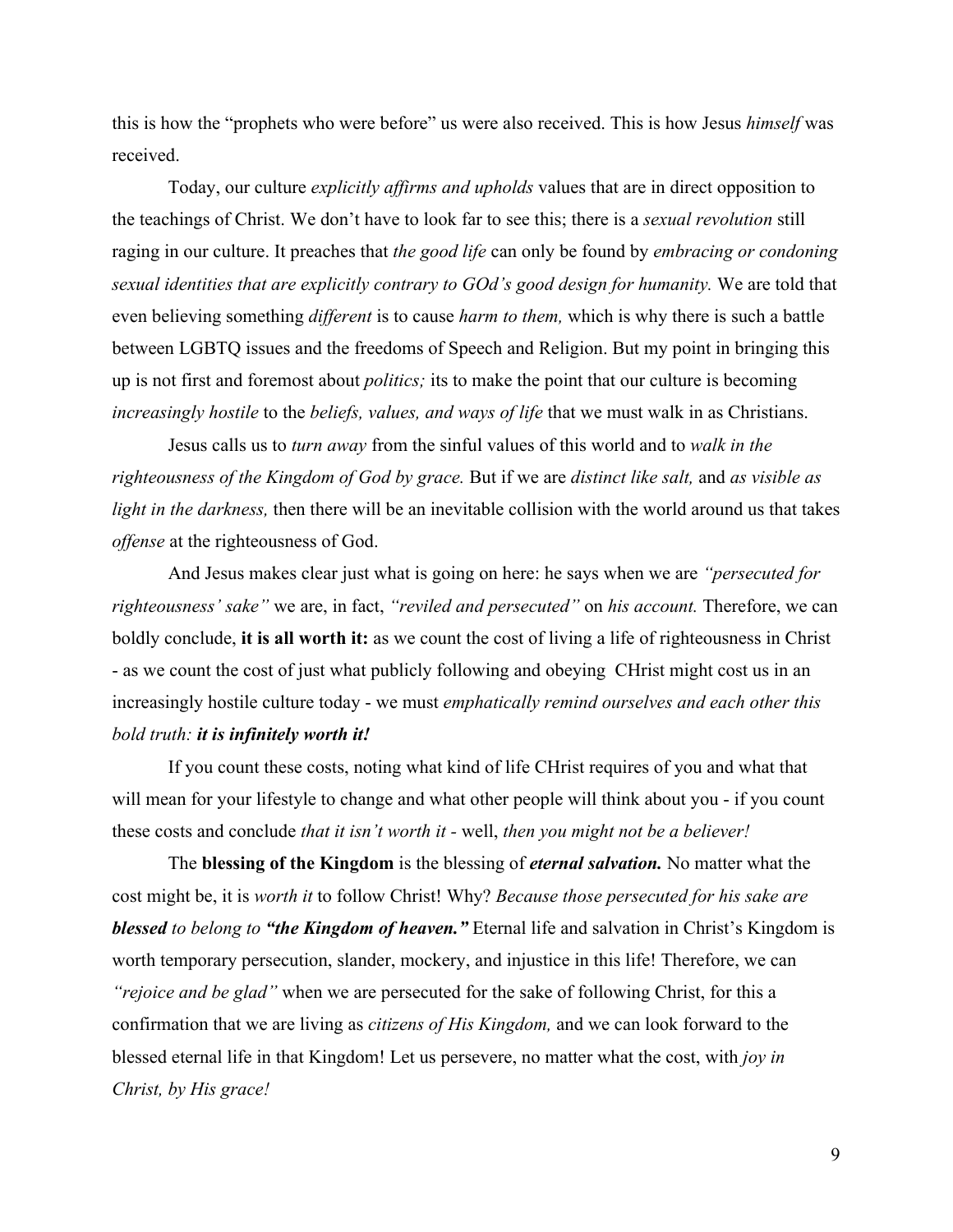this is how the "prophets who were before" us were also received. This is how Jesus *himself* was received.

Today, our culture *explicitly affirms and upholds* values that are in direct opposition to the teachings of Christ. We don't have to look far to see this; there is a *sexual revolution* still raging in our culture. It preaches that *the good life* can only be found by *embracing or condoning sexual identities that are explicitly contrary to GOd's good design for humanity.* We are told that even believing something *different* is to cause *harm to them,* which is why there is such a battle between LGBTQ issues and the freedoms of Speech and Religion. But my point in bringing this up is not first and foremost about *politics;* its to make the point that our culture is becoming *increasingly hostile* to the *beliefs, values, and ways of life* that we must walk in as Christians.

Jesus calls us to *turn away* from the sinful values of this world and to *walk in the righteousness of the Kingdom of God by grace.* But if we are *distinct like salt,* and *as visible as light in the darkness,* then there will be an inevitable collision with the world around us that takes *offense* at the righteousness of God.

And Jesus makes clear just what is going on here: he says when we are *"persecuted for righteousness' sake"* we are, in fact, *"reviled and persecuted"* on *his account.* Therefore, we can boldly conclude, **it is all worth it:** as we count the cost of living a life of righteousness in Christ - as we count the cost of just what publicly following and obeying CHrist might cost us in an increasingly hostile culture today - we must *emphatically remind ourselves and each other this bold truth:* ***it is infinitely worth it!***

If you count these costs, noting what kind of life CHrist requires of you and what that will mean for your lifestyle to change and what other people will think about you - if you count these costs and conclude *that it isn't worth it* - well, *then you might not be a believer!*

The **blessing of the Kingdom** is the blessing of ***eternal salvation.*** No matter what the cost might be, it is *worth it* to follow Christ! Why? *Because those persecuted for his sake are* ***blessed*** *to belong to* ***"the Kingdom of heaven."*** Eternal life and salvation in Christ's Kingdom is worth temporary persecution, slander, mockery, and injustice in this life! Therefore, we can *"rejoice and be glad"* when we are persecuted for the sake of following Christ, for this a confirmation that we are living as *citizens of His Kingdom,* and we can look forward to the blessed eternal life in that Kingdom! Let us persevere, no matter what the cost, with *joy in Christ, by His grace!*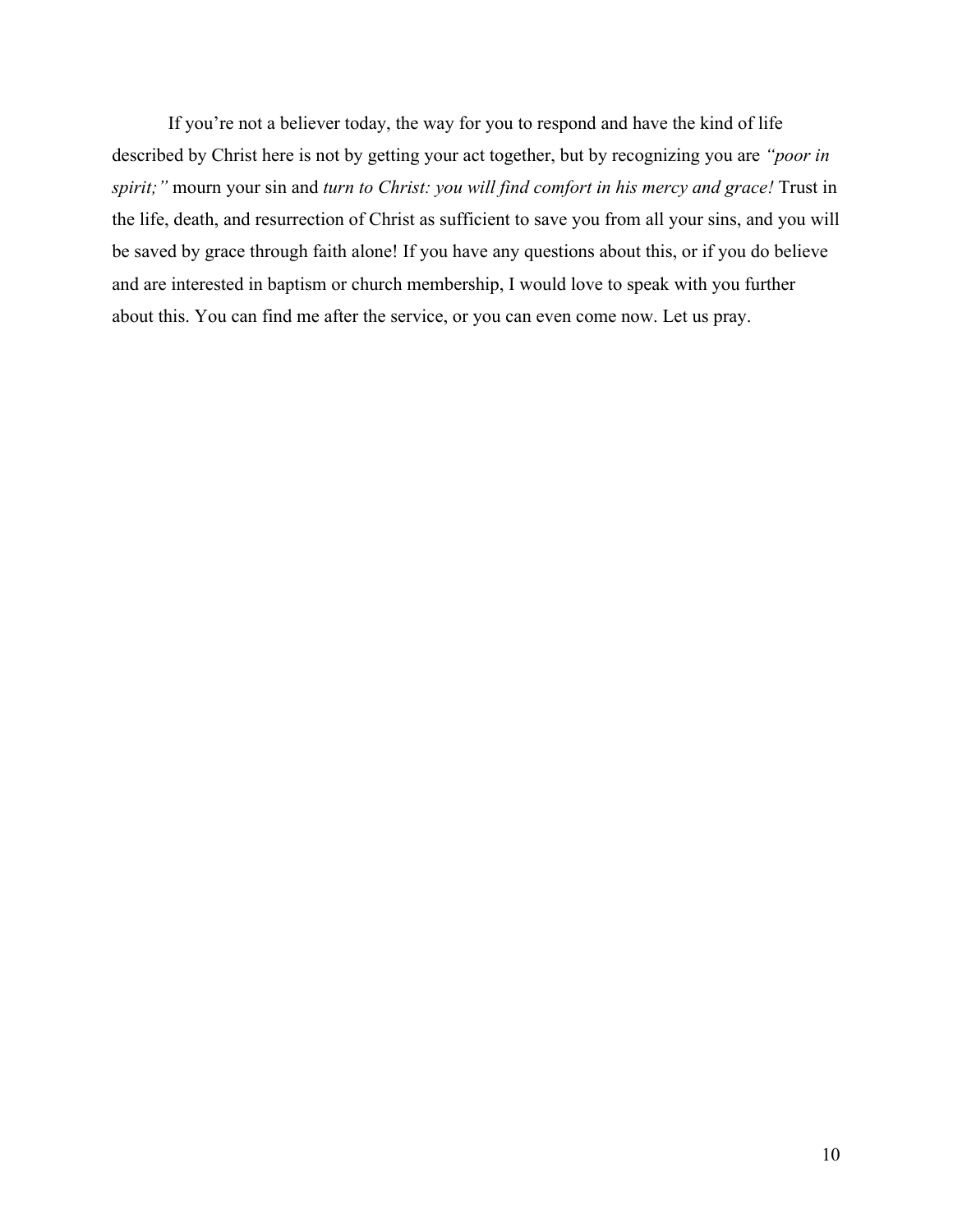If you're not a believer today, the way for you to respond and have the kind of life described by Christ here is not by getting your act together, but by recognizing you are *"poor in spirit;"* mourn your sin and *turn to Christ: you will find comfort in his mercy and grace!* Trust in the life, death, and resurrection of Christ as sufficient to save you from all your sins, and you will be saved by grace through faith alone! If you have any questions about this, or if you do believe and are interested in baptism or church membership, I would love to speak with you further about this. You can find me after the service, or you can even come now. Let us pray.